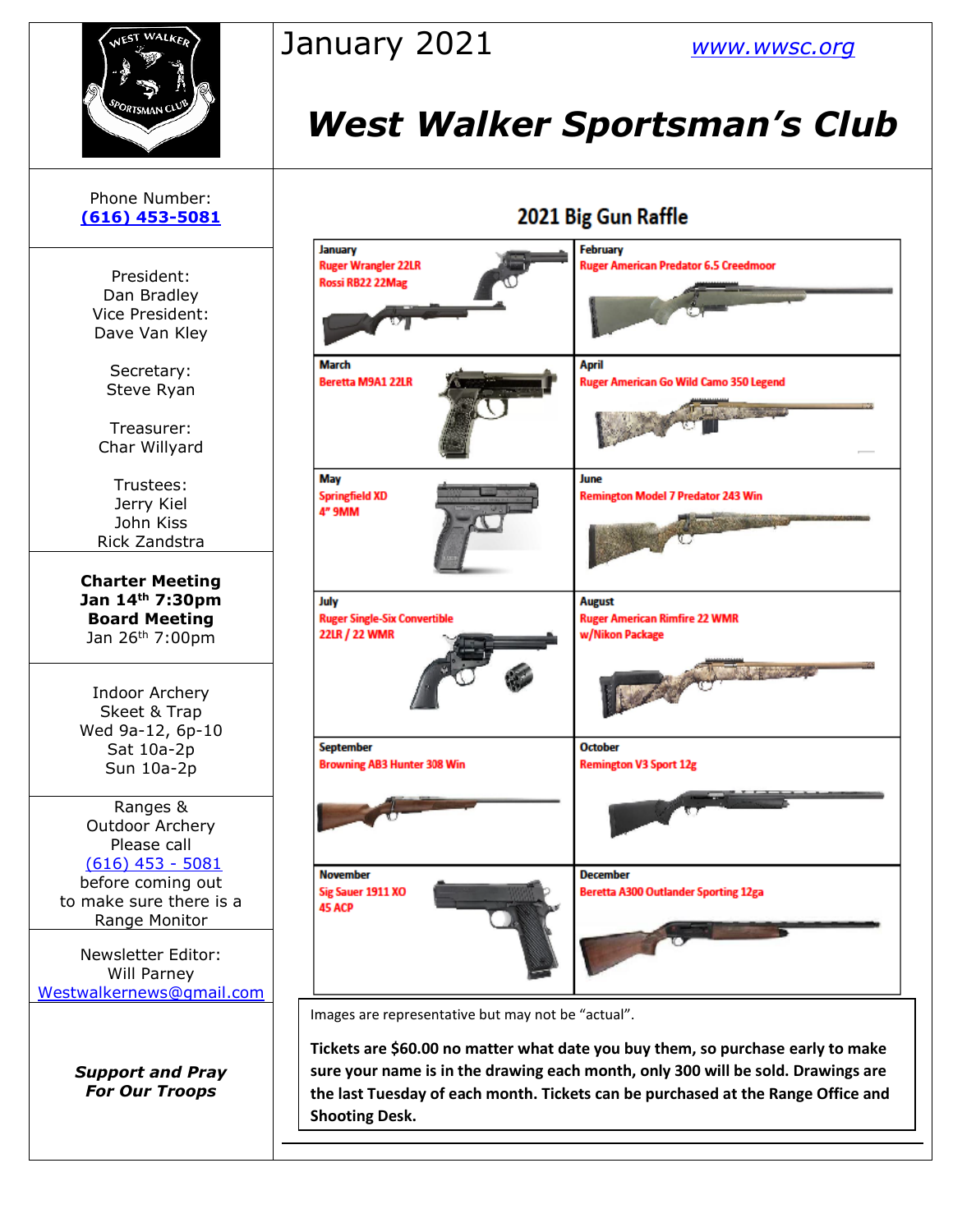January 2021

www.wwsc.org

# West Walker Sportsman's Club

Phone Number:
(616) 453-5081

President:
Dan Bradley
Vice President:
Dave Van Kley

Secretary:
Steve Ryan

Treasurer:
Char Willyard

Trustees:
Jerry Kiel
John Kiss
Rick Zandstra

**Charter Meeting**
**Jan 14th 7:30pm**
**Board Meeting**
Jan 26th 7:00pm

Indoor Archery
Skeet & Trap
Wed 9a-12, 6p-10
Sat 10a-2p
Sun 10a-2p

Ranges &
Outdoor Archery
Please call
(616) 453 - 5081
before coming out
to make sure there is a
Range Monitor

Newsletter Editor:
Will Parney
Westwalkernews@gmail.com

***Support and Pray For Our Troops***

## 2021 Big Gun Raffle

| Month | Prize | Month | Prize |
|---|---|---|---|
| January | Ruger Wrangler 22LR<br>Rossi RB22 22Mag | February | Ruger American Predator 6.5 Creedmoor |
| March | Beretta M9A1 22LR | April | Ruger American Go Wild Camo 350 Legend |
| May | Springfield XD 4" 9MM | June | Remington Model 7 Predator 243 Win |
| July | Ruger Single-Six Convertible 22LR / 22 WMR | August | Ruger American Rimfire 22 WMR w/Nikon Package |
| September | Browning AB3 Hunter 308 Win | October | Remington V3 Sport 12g |
| November | Sig Sauer 1911 XO 45 ACP | December | Beretta A300 Outlander Sporting 12ga |

Images are representative but may not be "actual".

**Tickets are $60.00 no matter what date you buy them, so purchase early to make sure your name is in the drawing each month, only 300 will be sold. Drawings are the last Tuesday of each month. Tickets can be purchased at the Range Office and Shooting Desk.**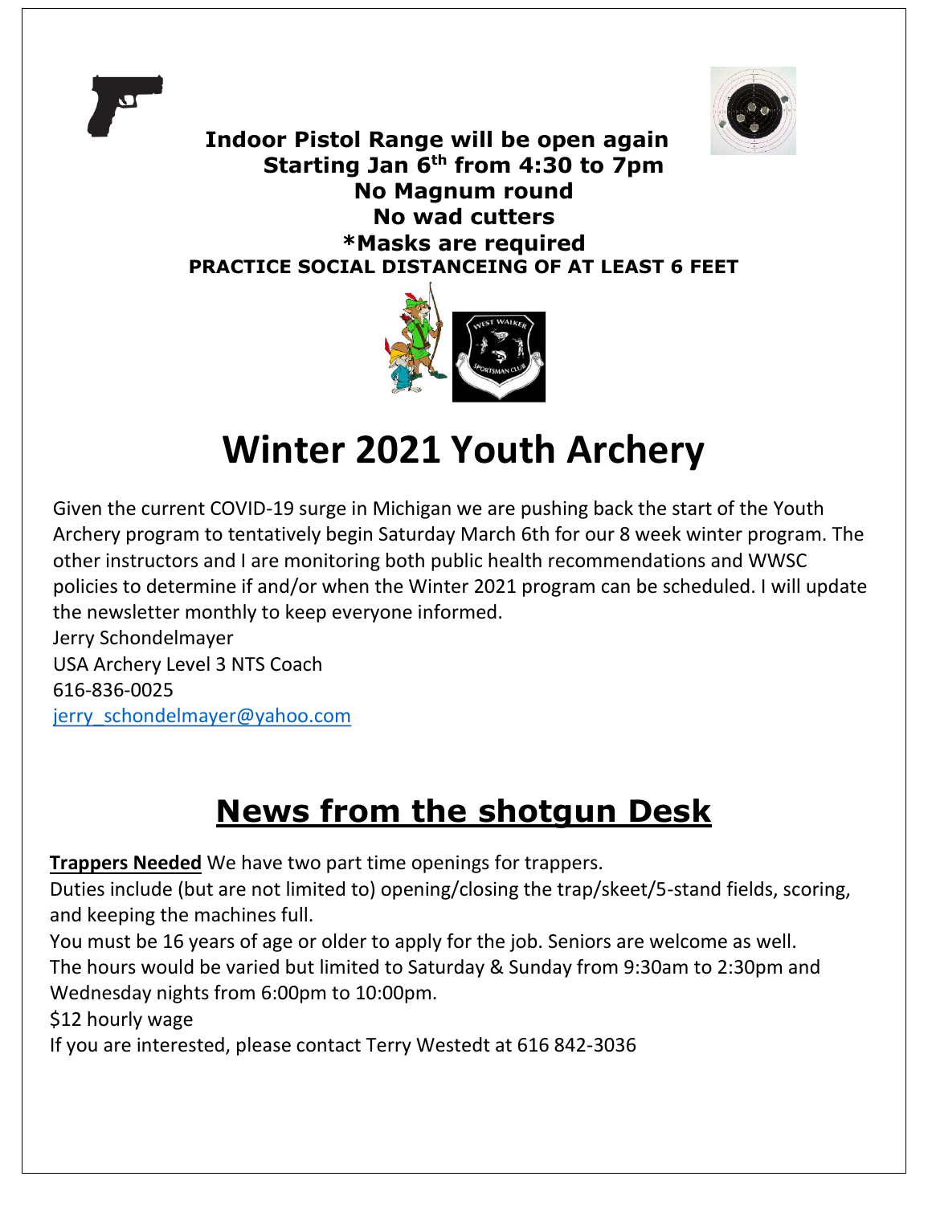**Indoor Pistol Range will be open again**
**Starting Jan 6th from 4:30 to 7pm**
**No Magnum round**
**No wad cutters**
***Masks are required**
**PRACTICE SOCIAL DISTANCEING OF AT LEAST 6 FEET**

# Winter 2021 Youth Archery

Given the current COVID-19 surge in Michigan we are pushing back the start of the Youth Archery program to tentatively begin Saturday March 6th for our 8 week winter program. The other instructors and I are monitoring both public health recommendations and WWSC policies to determine if and/or when the Winter 2021 program can be scheduled. I will update the newsletter monthly to keep everyone informed.
Jerry Schondelmayer
USA Archery Level 3 NTS Coach
616-836-0025
jerry_schondelmayer@yahoo.com

# News from the shotgun Desk

**Trappers Needed** We have two part time openings for trappers.
Duties include (but are not limited to) opening/closing the trap/skeet/5-stand fields, scoring, and keeping the machines full.
You must be 16 years of age or older to apply for the job. Seniors are welcome as well.
The hours would be varied but limited to Saturday & Sunday from 9:30am to 2:30pm and Wednesday nights from 6:00pm to 10:00pm.
$12 hourly wage
If you are interested, please contact Terry Westedt at 616 842-3036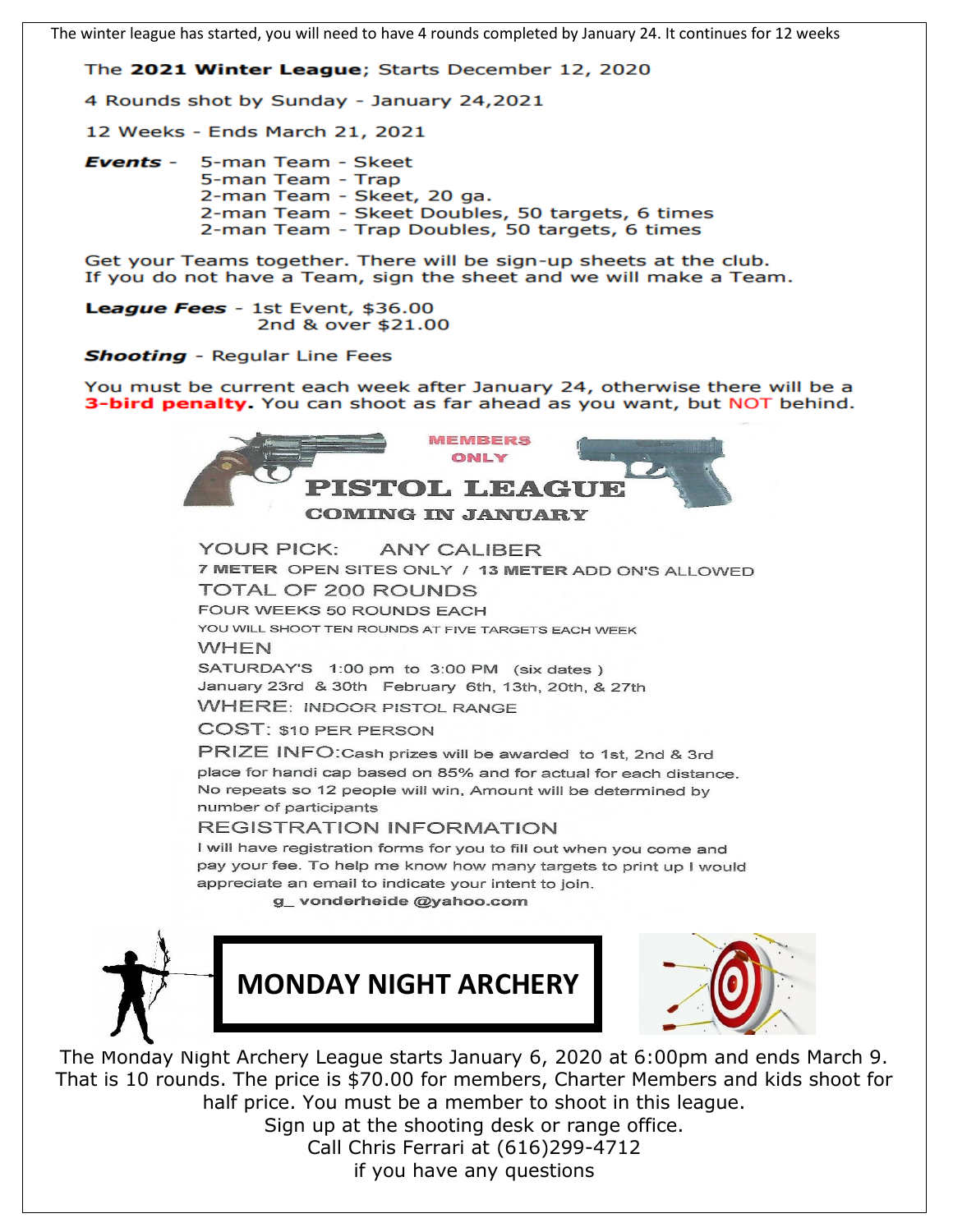The winter league has started, you will need to have 4 rounds completed by January 24. It continues for 12 weeks

The **2021 Winter League**; Starts December 12, 2020

4 Rounds shot by Sunday - January 24,2021

12 Weeks - Ends March 21, 2021

***Events*** - 5-man Team - Skeet
5-man Team - Trap
2-man Team - Skeet, 20 ga.
2-man Team - Skeet Doubles, 50 targets, 6 times
2-man Team - Trap Doubles, 50 targets, 6 times

Get your Teams together. There will be sign-up sheets at the club.
If you do not have a Team, sign the sheet and we will make a Team.

***League Fees*** - 1st Event, $36.00
2nd & over $21.00

***Shooting*** - Regular Line Fees

You must be current each week after January 24, otherwise there will be a **3-bird penalty**. You can shoot as far ahead as you want, but NOT behind.

MEMBERS ONLY

# PISTOL LEAGUE

## COMING IN JANUARY

YOUR PICK: ANY CALIBER

**7 METER** OPEN SITES ONLY / **13 METER** ADD ON'S ALLOWED

TOTAL OF 200 ROUNDS

FOUR WEEKS 50 ROUNDS EACH

YOU WILL SHOOT TEN ROUNDS AT FIVE TARGETS EACH WEEK

WHEN

SATURDAY'S 1:00 pm to 3:00 PM (six dates )
January 23rd & 30th February 6th, 13th, 20th, & 27th

WHERE: INDOOR PISTOL RANGE

COST: $10 PER PERSON

PRIZE INFO: Cash prizes will be awarded to 1st, 2nd & 3rd place for handi cap based on 85% and for actual for each distance. No repeats so 12 people will win. Amount will be determined by number of participants

REGISTRATION INFORMATION

I will have registration forms for you to fill out when you come and pay your fee. To help me know how many targets to print up I would appreciate an email to indicate your intent to join.

g_ vonderheide @yahoo.com

# MONDAY NIGHT ARCHERY

The Monday Night Archery League starts January 6, 2020 at 6:00pm and ends March 9. That is 10 rounds. The price is $70.00 for members, Charter Members and kids shoot for half price. You must be a member to shoot in this league.
Sign up at the shooting desk or range office.
Call Chris Ferrari at (616)299-4712
if you have any questions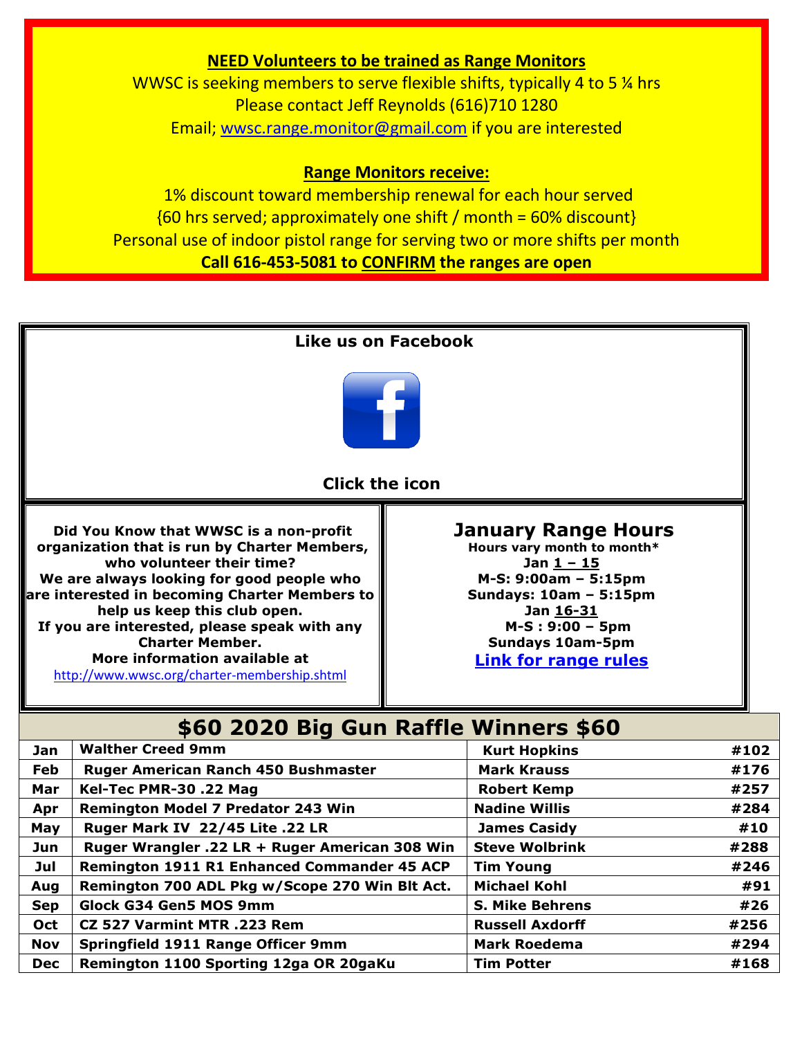## NEED Volunteers to be trained as Range Monitors

WWSC is seeking members to serve flexible shifts, typically 4 to 5 ¼ hrs

Please contact Jeff Reynolds (616)710 1280

Email; [wwsc.range.monitor@gmail.com](mailto:wwsc.range.monitor@gmail.com) if you are interested

### Range Monitors receive:

1% discount toward membership renewal for each hour served

{60 hrs served; approximately one shift / month = 60% discount}

Personal use of indoor pistol range for serving two or more shifts per month

**Call 616-453-5081 to CONFIRM the ranges are open**

**Like us on Facebook**

**Click the icon**

**Did You Know that WWSC is a non-profit organization that is run by Charter Members, who volunteer their time?**
**We are always looking for good people who are interested in becoming Charter Members to help us keep this club open.**
**If you are interested, please speak with any Charter Member.**
**More information available at**
http://www.wwsc.org/charter-membership.shtml

## January Range Hours

**Hours vary month to month***

**Jan 1 – 15**
**M-S: 9:00am – 5:15pm**
**Sundays: 10am – 5:15pm**

**Jan 16-31**
**M-S : 9:00 – 5pm**
**Sundays 10am-5pm**

**Link for range rules**

## $60 2020 Big Gun Raffle Winners $60

| Month | Gun | Winner | # |
|---|---|---|---|
| Jan | Walther Creed 9mm | Kurt Hopkins | #102 |
| Feb | Ruger American Ranch 450 Bushmaster | Mark Krauss | #176 |
| Mar | Kel-Tec PMR-30 .22 Mag | Robert Kemp | #257 |
| Apr | Remington Model 7 Predator 243 Win | Nadine Willis | #284 |
| May | Ruger Mark IV 22/45 Lite .22 LR | James Casidy | #10 |
| Jun | Ruger Wrangler .22 LR + Ruger American 308 Win | Steve Wolbrink | #288 |
| Jul | Remington 1911 R1 Enhanced Commander 45 ACP | Tim Young | #246 |
| Aug | Remington 700 ADL Pkg w/Scope 270 Win Blt Act. | Michael Kohl | #91 |
| Sep | Glock G34 Gen5 MOS 9mm | S. Mike Behrens | #26 |
| Oct | CZ 527 Varmint MTR .223 Rem | Russell Axdorff | #256 |
| Nov | Springfield 1911 Range Officer 9mm | Mark Roedema | #294 |
| Dec | Remington 1100 Sporting 12ga OR 20gaKu | Tim Potter | #168 |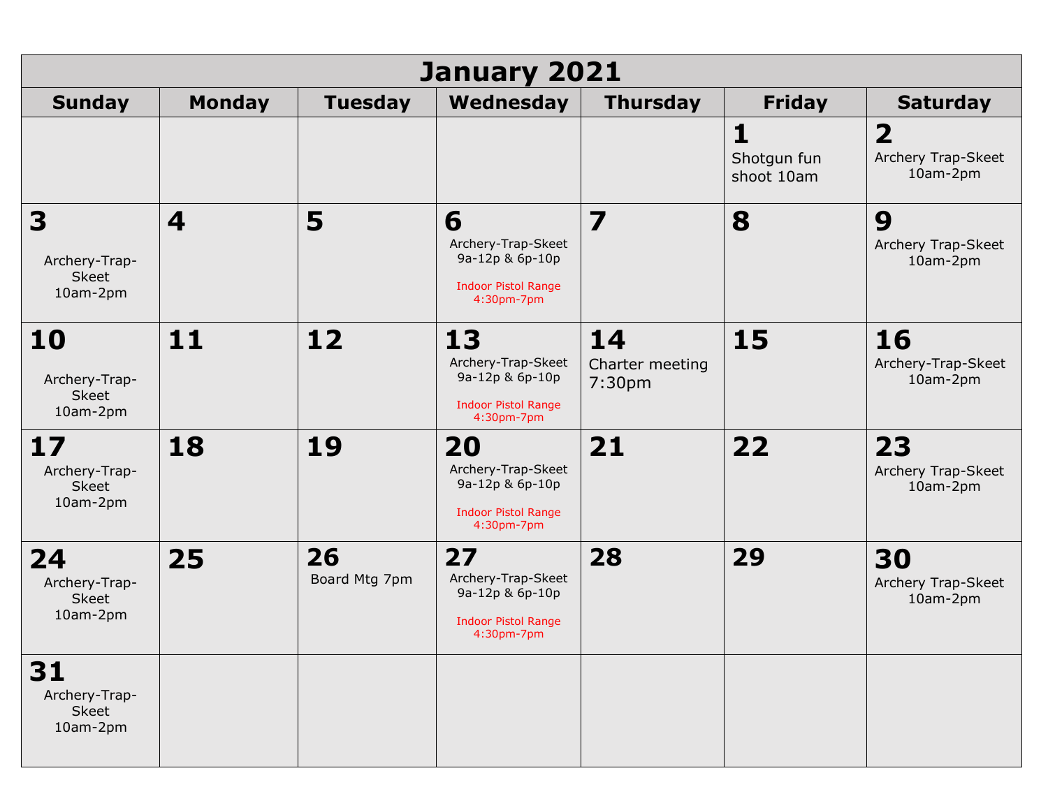| January 2021 | | | | | | |
|---|---|---|---|---|---|---|
| **Sunday** | **Monday** | **Tuesday** | **Wednesday** | **Thursday** | **Friday** | **Saturday** |
| | | | | | **1** Shotgun fun shoot 10am | **2** Archery Trap-Skeet 10am-2pm |
| **3** Archery-Trap-Skeet 10am-2pm | **4** | **5** | **6** Archery-Trap-Skeet 9a-12p & 6p-10p Indoor Pistol Range 4:30pm-7pm | **7** | **8** | **9** Archery Trap-Skeet 10am-2pm |
| **10** Archery-Trap-Skeet 10am-2pm | **11** | **12** | **13** Archery-Trap-Skeet 9a-12p & 6p-10p Indoor Pistol Range 4:30pm-7pm | **14** Charter meeting 7:30pm | **15** | **16** Archery-Trap-Skeet 10am-2pm |
| **17** Archery-Trap-Skeet 10am-2pm | **18** | **19** | **20** Archery-Trap-Skeet 9a-12p & 6p-10p Indoor Pistol Range 4:30pm-7pm | **21** | **22** | **23** Archery Trap-Skeet 10am-2pm |
| **24** Archery-Trap-Skeet 10am-2pm | **25** | **26** Board Mtg 7pm | **27** Archery-Trap-Skeet 9a-12p & 6p-10p Indoor Pistol Range 4:30pm-7pm | **28** | **29** | **30** Archery Trap-Skeet 10am-2pm |
| **31** Archery-Trap-Skeet 10am-2pm | | | | | | |